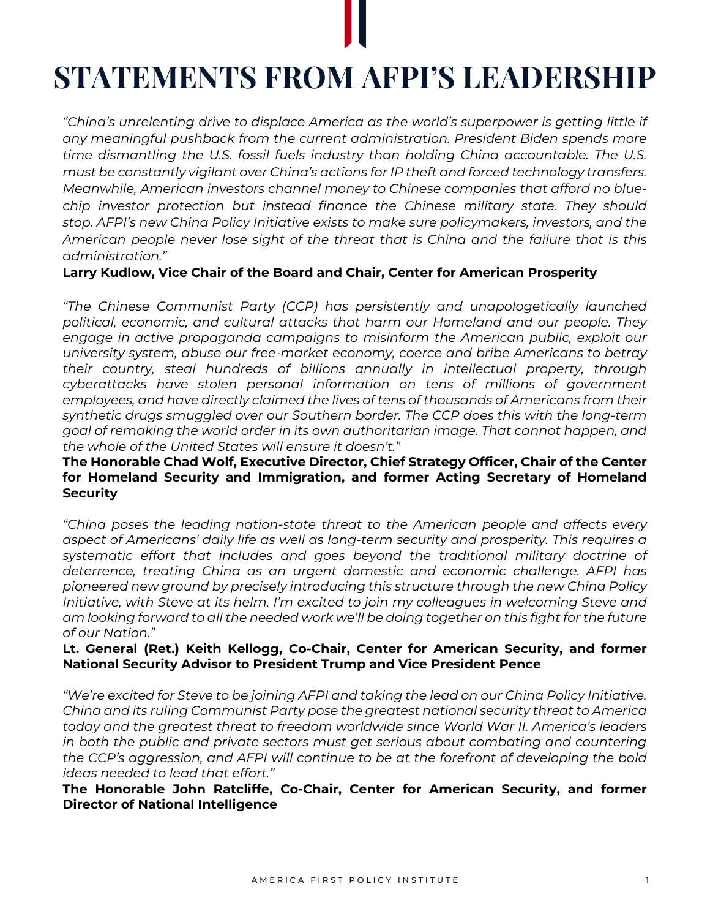# STATEMENTS FROM AFPI'S LEADERSHIP

*"China's unrelenting drive to displace America as the world's superpower is getting little if any meaningful pushback from the current administration. President Biden spends more time dismantling the U.S. fossil fuels industry than holding China accountable. The U.S. must be constantly vigilant over China's actions for IP theft and forced technology transfers. Meanwhile, American investors channel money to Chinese companies that afford no blue-chip investor protection but instead finance the Chinese military state. They should stop. AFPI's new China Policy Initiative exists to make sure policymakers, investors, and the American people never lose sight of the threat that is China and the failure that is this administration."*

**Larry Kudlow, Vice Chair of the Board and Chair, Center for American Prosperity**

*"The Chinese Communist Party (CCP) has persistently and unapologetically launched political, economic, and cultural attacks that harm our Homeland and our people. They engage in active propaganda campaigns to misinform the American public, exploit our university system, abuse our free-market economy, coerce and bribe Americans to betray their country, steal hundreds of billions annually in intellectual property, through cyberattacks have stolen personal information on tens of millions of government employees, and have directly claimed the lives of tens of thousands of Americans from their synthetic drugs smuggled over our Southern border. The CCP does this with the long-term goal of remaking the world order in its own authoritarian image. That cannot happen, and the whole of the United States will ensure it doesn't."*

**The Honorable Chad Wolf, Executive Director, Chief Strategy Officer, Chair of the Center for Homeland Security and Immigration, and former Acting Secretary of Homeland Security**

*"China poses the leading nation-state threat to the American people and affects every aspect of Americans' daily life as well as long-term security and prosperity. This requires a systematic effort that includes and goes beyond the traditional military doctrine of deterrence, treating China as an urgent domestic and economic challenge. AFPI has pioneered new ground by precisely introducing this structure through the new China Policy Initiative, with Steve at its helm. I'm excited to join my colleagues in welcoming Steve and am looking forward to all the needed work we'll be doing together on this fight for the future of our Nation."*

**Lt. General (Ret.) Keith Kellogg, Co-Chair, Center for American Security, and former National Security Advisor to President Trump and Vice President Pence**

*"We're excited for Steve to be joining AFPI and taking the lead on our China Policy Initiative. China and its ruling Communist Party pose the greatest national security threat to America today and the greatest threat to freedom worldwide since World War II. America's leaders in both the public and private sectors must get serious about combating and countering the CCP's aggression, and AFPI will continue to be at the forefront of developing the bold ideas needed to lead that effort."*

**The Honorable John Ratcliffe, Co-Chair, Center for American Security, and former Director of National Intelligence**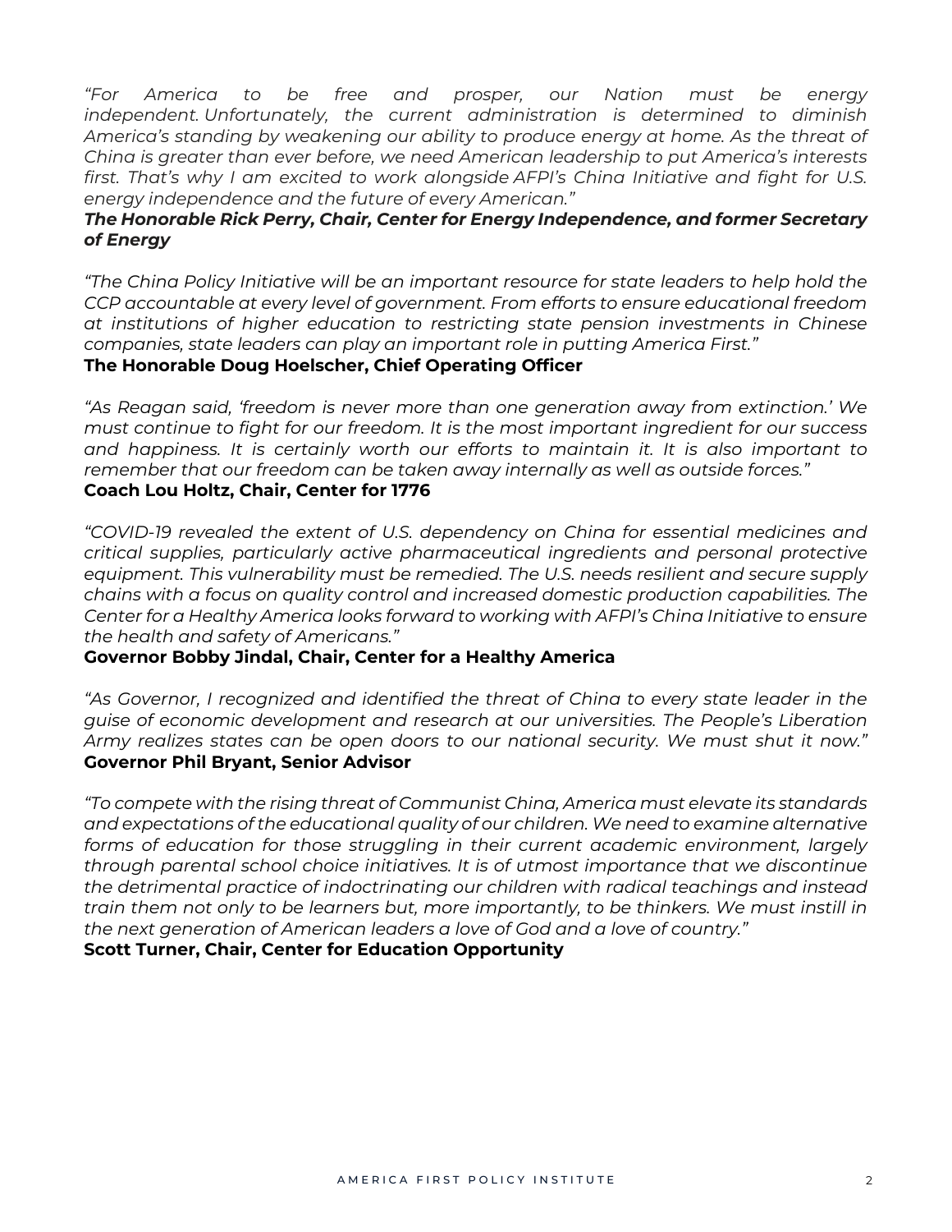*"For America to be free and prosper, our Nation must be energy independent. Unfortunately, the current administration is determined to diminish America's standing by weakening our ability to produce energy at home. As the threat of China is greater than ever before, we need American leadership to put America's interests first. That's why I am excited to work alongside AFPI's China Initiative and fight for U.S. energy independence and the future of every American."*

***The Honorable Rick Perry, Chair, Center for Energy Independence, and former Secretary of Energy***

*"The China Policy Initiative will be an important resource for state leaders to help hold the CCP accountable at every level of government. From efforts to ensure educational freedom at institutions of higher education to restricting state pension investments in Chinese companies, state leaders can play an important role in putting America First."*

**The Honorable Doug Hoelscher, Chief Operating Officer**

*"As Reagan said, 'freedom is never more than one generation away from extinction.' We must continue to fight for our freedom. It is the most important ingredient for our success and happiness. It is certainly worth our efforts to maintain it. It is also important to remember that our freedom can be taken away internally as well as outside forces."*

**Coach Lou Holtz, Chair, Center for 1776**

*"COVID-19 revealed the extent of U.S. dependency on China for essential medicines and critical supplies, particularly active pharmaceutical ingredients and personal protective equipment. This vulnerability must be remedied. The U.S. needs resilient and secure supply chains with a focus on quality control and increased domestic production capabilities. The Center for a Healthy America looks forward to working with AFPI's China Initiative to ensure the health and safety of Americans."*

**Governor Bobby Jindal, Chair, Center for a Healthy America**

*"As Governor, I recognized and identified the threat of China to every state leader in the guise of economic development and research at our universities. The People's Liberation Army realizes states can be open doors to our national security. We must shut it now."*

**Governor Phil Bryant, Senior Advisor**

*"To compete with the rising threat of Communist China, America must elevate its standards and expectations of the educational quality of our children. We need to examine alternative forms of education for those struggling in their current academic environment, largely through parental school choice initiatives. It is of utmost importance that we discontinue the detrimental practice of indoctrinating our children with radical teachings and instead train them not only to be learners but, more importantly, to be thinkers. We must instill in the next generation of American leaders a love of God and a love of country."*

**Scott Turner, Chair, Center for Education Opportunity**